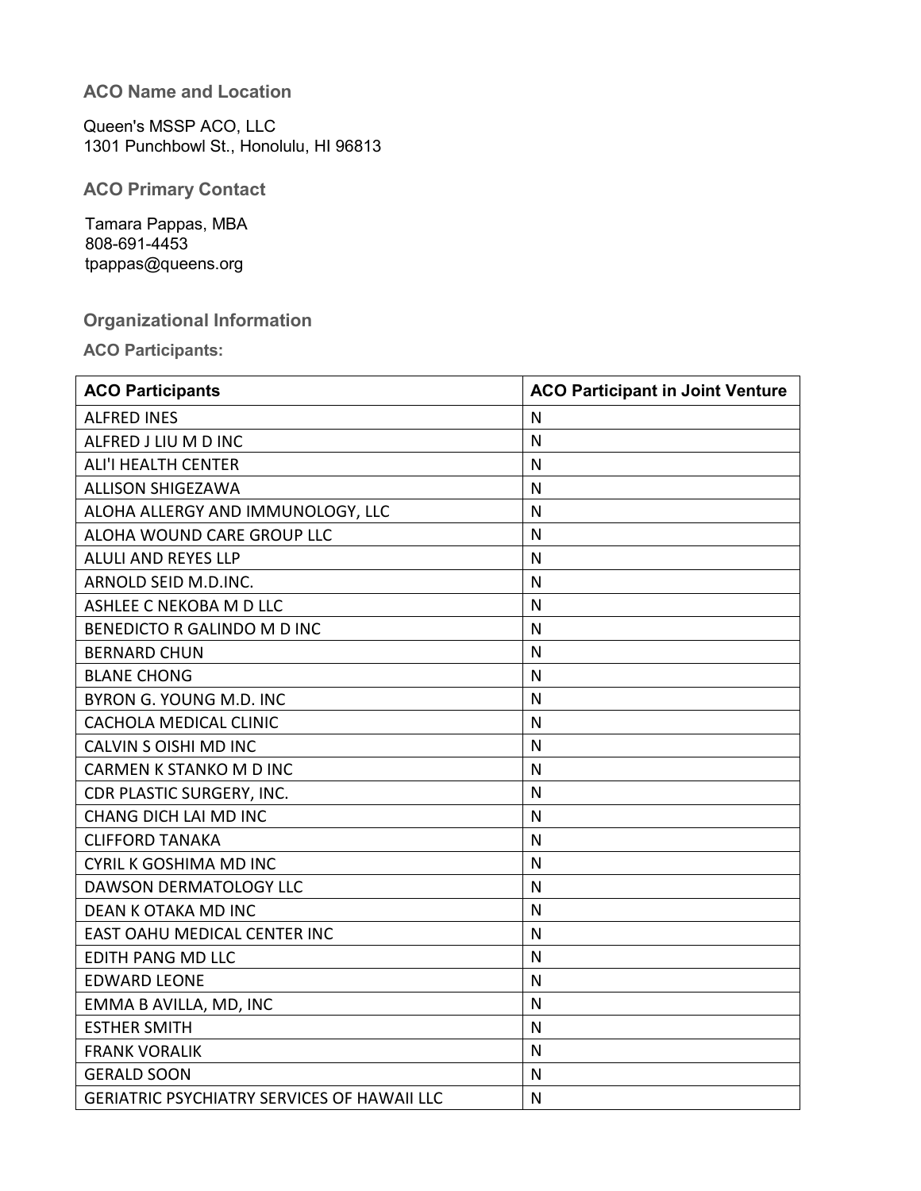## ACO Name and Location

Queen's MSSP ACO, LLC
1301 Punchbowl St., Honolulu, HI 96813

## ACO Primary Contact

Tamara Pappas, MBA
808-691-4453
tpappas@queens.org

## Organizational Information

### ACO Participants:

| ACO Participants | ACO Participant in Joint Venture |
| --- | --- |
| ALFRED INES | N |
| ALFRED J LIU M D INC | N |
| ALI'I HEALTH CENTER | N |
| ALLISON SHIGEZAWA | N |
| ALOHA ALLERGY AND IMMUNOLOGY, LLC | N |
| ALOHA WOUND CARE GROUP LLC | N |
| ALULI AND REYES LLP | N |
| ARNOLD SEID M.D.INC. | N |
| ASHLEE C NEKOBA M D LLC | N |
| BENEDICTO R GALINDO M D INC | N |
| BERNARD CHUN | N |
| BLANE CHONG | N |
| BYRON G. YOUNG M.D. INC | N |
| CACHOLA MEDICAL CLINIC | N |
| CALVIN S OISHI MD INC | N |
| CARMEN K STANKO M D INC | N |
| CDR PLASTIC SURGERY, INC. | N |
| CHANG DICH LAI MD INC | N |
| CLIFFORD TANAKA | N |
| CYRIL K GOSHIMA MD INC | N |
| DAWSON DERMATOLOGY LLC | N |
| DEAN K OTAKA MD INC | N |
| EAST OAHU MEDICAL CENTER INC | N |
| EDITH PANG MD LLC | N |
| EDWARD LEONE | N |
| EMMA B AVILLA, MD, INC | N |
| ESTHER SMITH | N |
| FRANK VORALIK | N |
| GERALD SOON | N |
| GERIATRIC PSYCHIATRY SERVICES OF HAWAII LLC | N |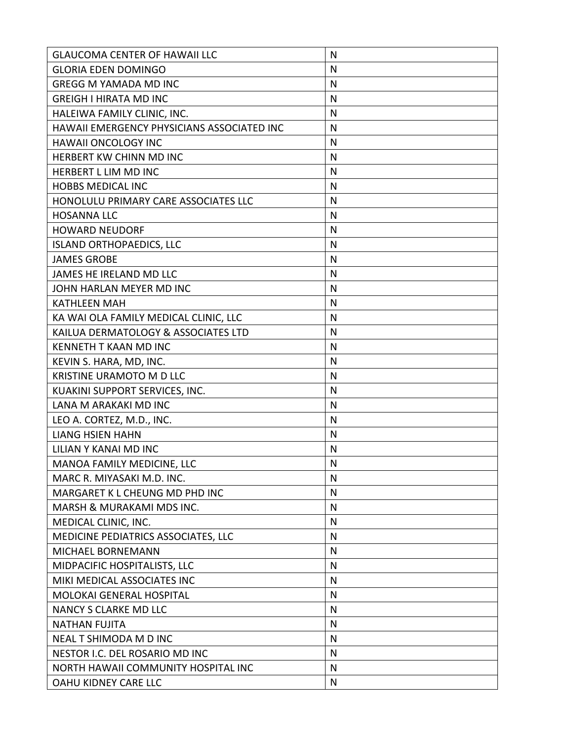| | |
|---|---|
| GLAUCOMA CENTER OF HAWAII LLC | N |
| GLORIA EDEN DOMINGO | N |
| GREGG M YAMADA MD INC | N |
| GREIGH I HIRATA MD INC | N |
| HALEIWA FAMILY CLINIC, INC. | N |
| HAWAII EMERGENCY PHYSICIANS ASSOCIATED INC | N |
| HAWAII ONCOLOGY INC | N |
| HERBERT KW CHINN MD INC | N |
| HERBERT L LIM MD INC | N |
| HOBBS MEDICAL INC | N |
| HONOLULU PRIMARY CARE ASSOCIATES LLC | N |
| HOSANNA LLC | N |
| HOWARD NEUDORF | N |
| ISLAND ORTHOPAEDICS, LLC | N |
| JAMES GROBE | N |
| JAMES HE IRELAND MD LLC | N |
| JOHN HARLAN MEYER MD INC | N |
| KATHLEEN MAH | N |
| KA WAI OLA FAMILY MEDICAL CLINIC, LLC | N |
| KAILUA DERMATOLOGY & ASSOCIATES LTD | N |
| KENNETH T KAAN MD INC | N |
| KEVIN S. HARA, MD, INC. | N |
| KRISTINE URAMOTO M D LLC | N |
| KUAKINI SUPPORT SERVICES, INC. | N |
| LANA M ARAKAKI MD INC | N |
| LEO A. CORTEZ, M.D., INC. | N |
| LIANG HSIEN HAHN | N |
| LILIAN Y KANAI MD INC | N |
| MANOA FAMILY MEDICINE, LLC | N |
| MARC R. MIYASAKI M.D. INC. | N |
| MARGARET K L CHEUNG MD PHD INC | N |
| MARSH & MURAKAMI MDS INC. | N |
| MEDICAL CLINIC, INC. | N |
| MEDICINE PEDIATRICS ASSOCIATES, LLC | N |
| MICHAEL BORNEMANN | N |
| MIDPACIFIC HOSPITALISTS, LLC | N |
| MIKI MEDICAL ASSOCIATES INC | N |
| MOLOKAI GENERAL HOSPITAL | N |
| NANCY S CLARKE MD LLC | N |
| NATHAN FUJITA | N |
| NEAL T SHIMODA M D INC | N |
| NESTOR I.C. DEL ROSARIO MD INC | N |
| NORTH HAWAII COMMUNITY HOSPITAL INC | N |
| OAHU KIDNEY CARE LLC | N |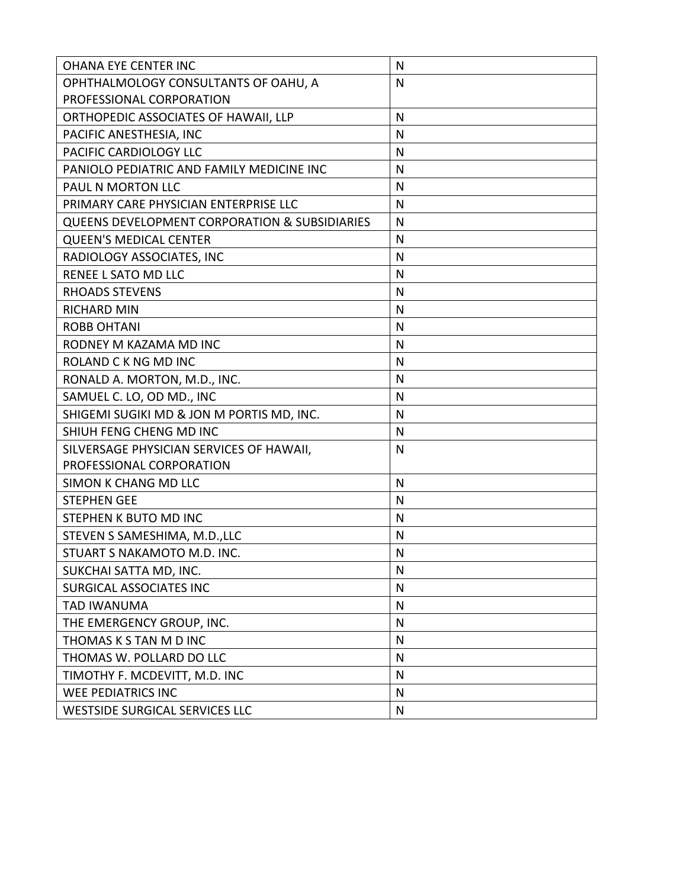| | |
|---|---|
| OHANA EYE CENTER INC | N |
| OPHTHALMOLOGY CONSULTANTS OF OAHU, A PROFESSIONAL CORPORATION | N |
| ORTHOPEDIC ASSOCIATES OF HAWAII, LLP | N |
| PACIFIC ANESTHESIA, INC | N |
| PACIFIC CARDIOLOGY LLC | N |
| PANIOLO PEDIATRIC AND FAMILY MEDICINE INC | N |
| PAUL N MORTON LLC | N |
| PRIMARY CARE PHYSICIAN ENTERPRISE LLC | N |
| QUEENS DEVELOPMENT CORPORATION & SUBSIDIARIES | N |
| QUEEN'S MEDICAL CENTER | N |
| RADIOLOGY ASSOCIATES, INC | N |
| RENEE L SATO MD LLC | N |
| RHOADS STEVENS | N |
| RICHARD MIN | N |
| ROBB OHTANI | N |
| RODNEY M KAZAMA MD INC | N |
| ROLAND C K NG MD INC | N |
| RONALD A. MORTON, M.D., INC. | N |
| SAMUEL C. LO, OD MD., INC | N |
| SHIGEMI SUGIKI MD & JON M PORTIS MD, INC. | N |
| SHIUH FENG CHENG MD INC | N |
| SILVERSAGE PHYSICIAN SERVICES OF HAWAII, PROFESSIONAL CORPORATION | N |
| SIMON K CHANG MD LLC | N |
| STEPHEN GEE | N |
| STEPHEN K BUTO MD INC | N |
| STEVEN S SAMESHIMA, M.D.,LLC | N |
| STUART S NAKAMOTO M.D. INC. | N |
| SUKCHAI SATTA MD, INC. | N |
| SURGICAL ASSOCIATES INC | N |
| TAD IWANUMA | N |
| THE EMERGENCY GROUP, INC. | N |
| THOMAS K S TAN M D INC | N |
| THOMAS W. POLLARD DO LLC | N |
| TIMOTHY F. MCDEVITT, M.D. INC | N |
| WEE PEDIATRICS INC | N |
| WESTSIDE SURGICAL SERVICES LLC | N |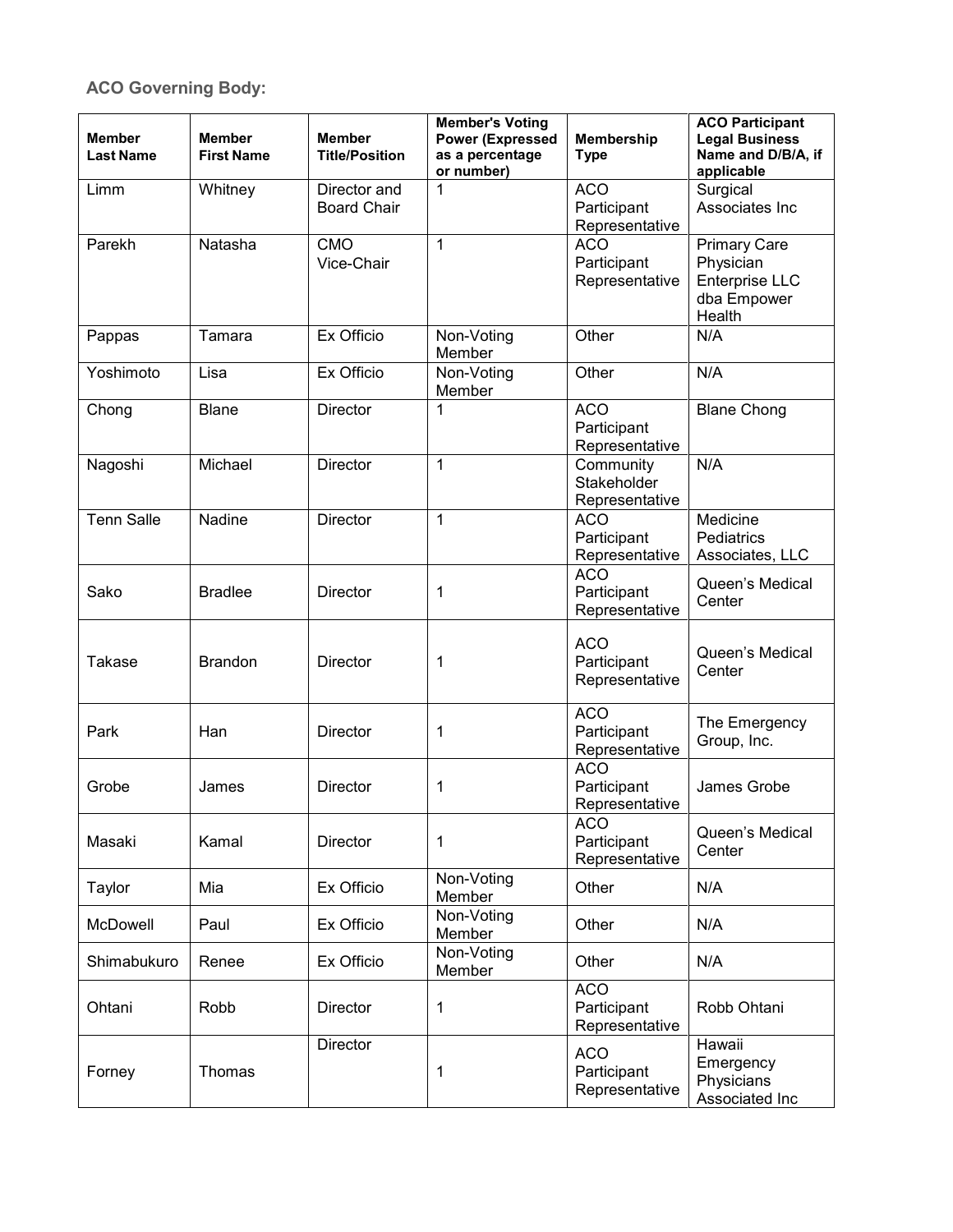### ACO Governing Body:

| Member Last Name | Member First Name | Member Title/Position | Member's Voting Power (Expressed as a percentage or number) | Membership Type | ACO Participant Legal Business Name and D/B/A, if applicable |
|---|---|---|---|---|---|
| Limm | Whitney | Director and Board Chair | 1 | ACO Participant Representative | Surgical Associates Inc |
| Parekh | Natasha | CMO Vice-Chair | 1 | ACO Participant Representative | Primary Care Physician Enterprise LLC dba Empower Health |
| Pappas | Tamara | Ex Officio | Non-Voting Member | Other | N/A |
| Yoshimoto | Lisa | Ex Officio | Non-Voting Member | Other | N/A |
| Chong | Blane | Director | 1 | ACO Participant Representative | Blane Chong |
| Nagoshi | Michael | Director | 1 | Community Stakeholder Representative | N/A |
| Tenn Salle | Nadine | Director | 1 | ACO Participant Representative | Medicine Pediatrics Associates, LLC |
| Sako | Bradlee | Director | 1 | ACO Participant Representative | Queen's Medical Center |
| Takase | Brandon | Director | 1 | ACO Participant Representative | Queen's Medical Center |
| Park | Han | Director | 1 | ACO Participant Representative | The Emergency Group, Inc. |
| Grobe | James | Director | 1 | ACO Participant Representative | James Grobe |
| Masaki | Kamal | Director | 1 | ACO Participant Representative | Queen's Medical Center |
| Taylor | Mia | Ex Officio | Non-Voting Member | Other | N/A |
| McDowell | Paul | Ex Officio | Non-Voting Member | Other | N/A |
| Shimabukuro | Renee | Ex Officio | Non-Voting Member | Other | N/A |
| Ohtani | Robb | Director | 1 | ACO Participant Representative | Robb Ohtani |
| Forney | Thomas | Director | 1 | ACO Participant Representative | Hawaii Emergency Physicians Associated Inc |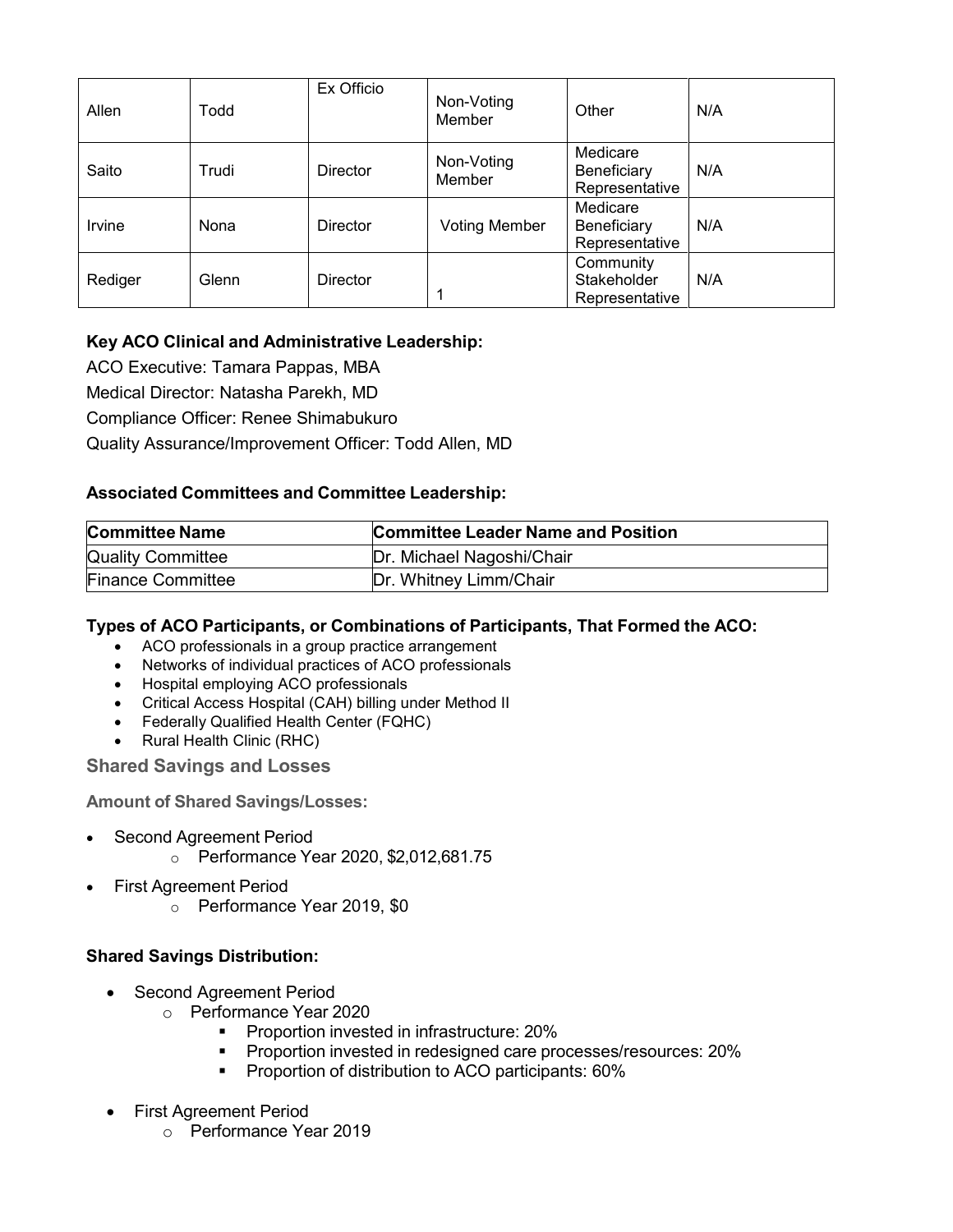| | | | | | |
|---|---|---|---|---|---|
| Allen | Todd | Ex Officio | Non-Voting Member | Other | N/A |
| Saito | Trudi | Director | Non-Voting Member | Medicare Beneficiary Representative | N/A |
| Irvine | Nona | Director | Voting Member | Medicare Beneficiary Representative | N/A |
| Rediger | Glenn | Director | 1 | Community Stakeholder Representative | N/A |

**Key ACO Clinical and Administrative Leadership:**

ACO Executive: Tamara Pappas, MBA

Medical Director: Natasha Parekh, MD

Compliance Officer: Renee Shimabukuro

Quality Assurance/Improvement Officer: Todd Allen, MD

**Associated Committees and Committee Leadership:**

| Committee Name | Committee Leader Name and Position |
|---|---|
| Quality Committee | Dr. Michael Nagoshi/Chair |
| Finance Committee | Dr. Whitney Limm/Chair |

**Types of ACO Participants, or Combinations of Participants, That Formed the ACO:**

- ACO professionals in a group practice arrangement
- Networks of individual practices of ACO professionals
- Hospital employing ACO professionals
- Critical Access Hospital (CAH) billing under Method II
- Federally Qualified Health Center (FQHC)
- Rural Health Clinic (RHC)

## Shared Savings and Losses

### Amount of Shared Savings/Losses:

- Second Agreement Period
  - Performance Year 2020, $2,012,681.75
- First Agreement Period
  - Performance Year 2019, $0

**Shared Savings Distribution:**

- Second Agreement Period
  - Performance Year 2020
    - Proportion invested in infrastructure: 20%
    - Proportion invested in redesigned care processes/resources: 20%
    - Proportion of distribution to ACO participants: 60%
- First Agreement Period
  - Performance Year 2019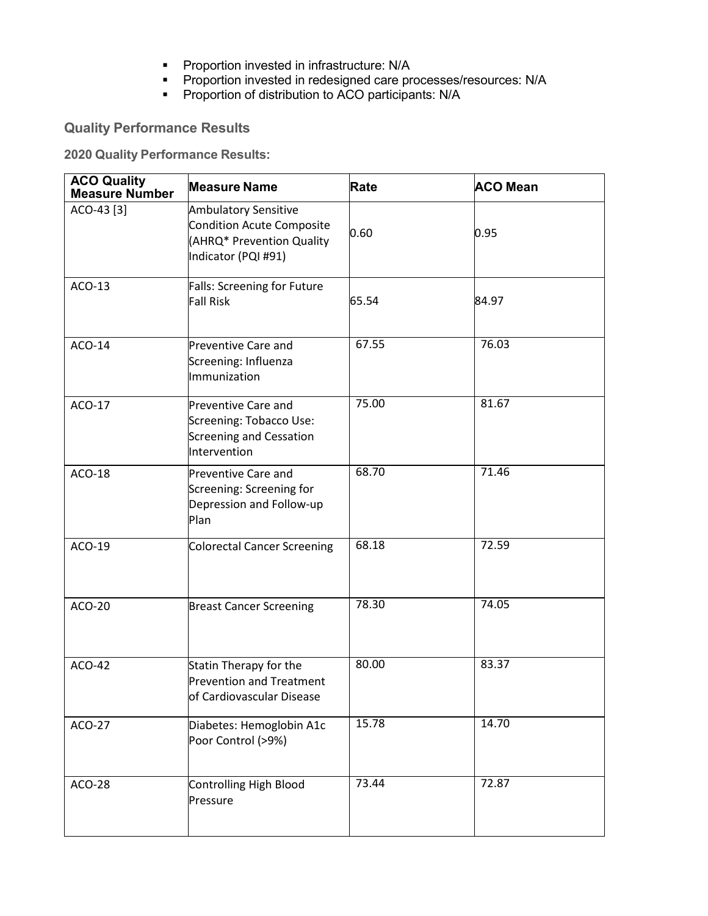- Proportion invested in infrastructure: N/A
- Proportion invested in redesigned care processes/resources: N/A
- Proportion of distribution to ACO participants: N/A

## Quality Performance Results

### 2020 Quality Performance Results:

| ACO Quality Measure Number | Measure Name | Rate | ACO Mean |
|---|---|---|---|
| ACO-43 [3] | Ambulatory Sensitive Condition Acute Composite (AHRQ* Prevention Quality Indicator (PQI #91) | 0.60 | 0.95 |
| ACO-13 | Falls: Screening for Future Fall Risk | 65.54 | 84.97 |
| ACO-14 | Preventive Care and Screening: Influenza Immunization | 67.55 | 76.03 |
| ACO-17 | Preventive Care and Screening: Tobacco Use: Screening and Cessation Intervention | 75.00 | 81.67 |
| ACO-18 | Preventive Care and Screening: Screening for Depression and Follow-up Plan | 68.70 | 71.46 |
| ACO-19 | Colorectal Cancer Screening | 68.18 | 72.59 |
| ACO-20 | Breast Cancer Screening | 78.30 | 74.05 |
| ACO-42 | Statin Therapy for the Prevention and Treatment of Cardiovascular Disease | 80.00 | 83.37 |
| ACO-27 | Diabetes: Hemoglobin A1c Poor Control (>9%) | 15.78 | 14.70 |
| ACO-28 | Controlling High Blood Pressure | 73.44 | 72.87 |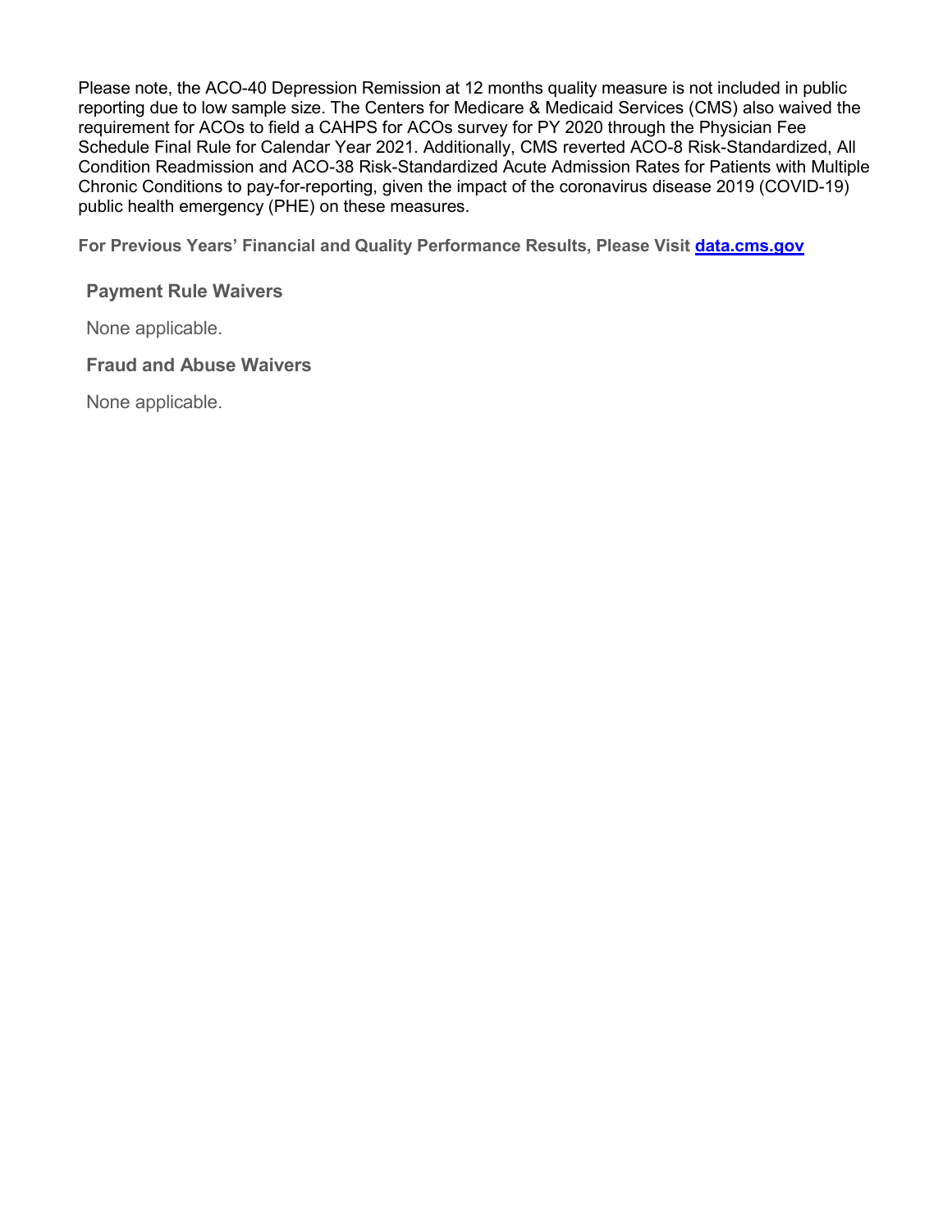Please note, the ACO-40 Depression Remission at 12 months quality measure is not included in public reporting due to low sample size. The Centers for Medicare & Medicaid Services (CMS) also waived the requirement for ACOs to field a CAHPS for ACOs survey for PY 2020 through the Physician Fee Schedule Final Rule for Calendar Year 2021. Additionally, CMS reverted ACO-8 Risk-Standardized, All Condition Readmission and ACO-38 Risk-Standardized Acute Admission Rates for Patients with Multiple Chronic Conditions to pay-for-reporting, given the impact of the coronavirus disease 2019 (COVID-19) public health emergency (PHE) on these measures.

**For Previous Years' Financial and Quality Performance Results, Please Visit [data.cms.gov](data.cms.gov)**

### Payment Rule Waivers

None applicable.

### Fraud and Abuse Waivers

None applicable.